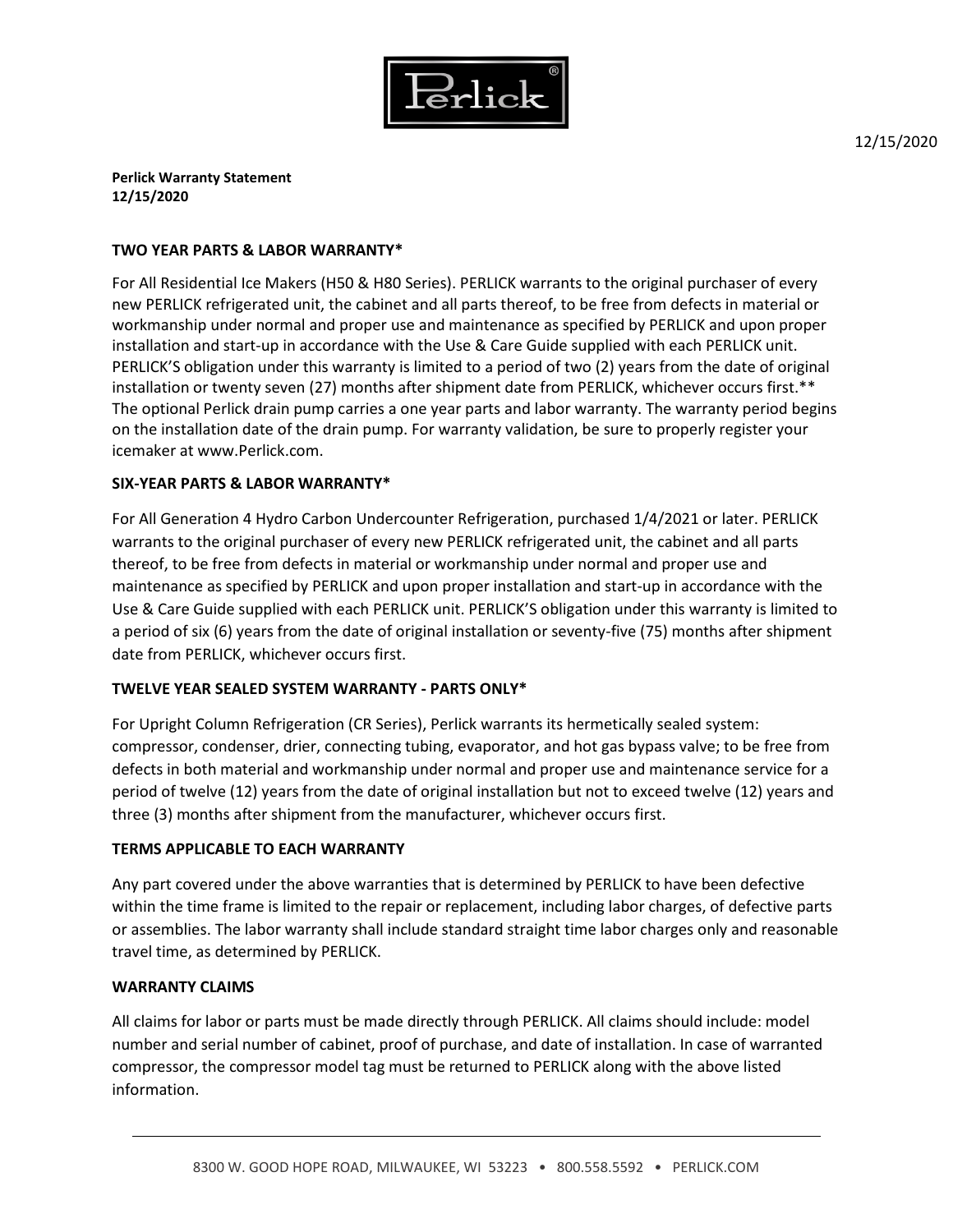12/15/2020

**Perlick Warranty Statement**
**12/15/2020**

### TWO YEAR PARTS & LABOR WARRANTY*

For All Residential Ice Makers (H50 & H80 Series). PERLICK warrants to the original purchaser of every new PERLICK refrigerated unit, the cabinet and all parts thereof, to be free from defects in material or workmanship under normal and proper use and maintenance as specified by PERLICK and upon proper installation and start-up in accordance with the Use & Care Guide supplied with each PERLICK unit. PERLICK'S obligation under this warranty is limited to a period of two (2) years from the date of original installation or twenty seven (27) months after shipment date from PERLICK, whichever occurs first.** The optional Perlick drain pump carries a one year parts and labor warranty. The warranty period begins on the installation date of the drain pump. For warranty validation, be sure to properly register your icemaker at www.Perlick.com.

### SIX-YEAR PARTS & LABOR WARRANTY*

For All Generation 4 Hydro Carbon Undercounter Refrigeration, purchased 1/4/2021 or later. PERLICK warrants to the original purchaser of every new PERLICK refrigerated unit, the cabinet and all parts thereof, to be free from defects in material or workmanship under normal and proper use and maintenance as specified by PERLICK and upon proper installation and start-up in accordance with the Use & Care Guide supplied with each PERLICK unit. PERLICK'S obligation under this warranty is limited to a period of six (6) years from the date of original installation or seventy-five (75) months after shipment date from PERLICK, whichever occurs first.

### TWELVE YEAR SEALED SYSTEM WARRANTY - PARTS ONLY*

For Upright Column Refrigeration (CR Series), Perlick warrants its hermetically sealed system: compressor, condenser, drier, connecting tubing, evaporator, and hot gas bypass valve; to be free from defects in both material and workmanship under normal and proper use and maintenance service for a period of twelve (12) years from the date of original installation but not to exceed twelve (12) years and three (3) months after shipment from the manufacturer, whichever occurs first.

### TERMS APPLICABLE TO EACH WARRANTY

Any part covered under the above warranties that is determined by PERLICK to have been defective within the time frame is limited to the repair or replacement, including labor charges, of defective parts or assemblies. The labor warranty shall include standard straight time labor charges only and reasonable travel time, as determined by PERLICK.

### WARRANTY CLAIMS

All claims for labor or parts must be made directly through PERLICK. All claims should include: model number and serial number of cabinet, proof of purchase, and date of installation. In case of warranted compressor, the compressor model tag must be returned to PERLICK along with the above listed information.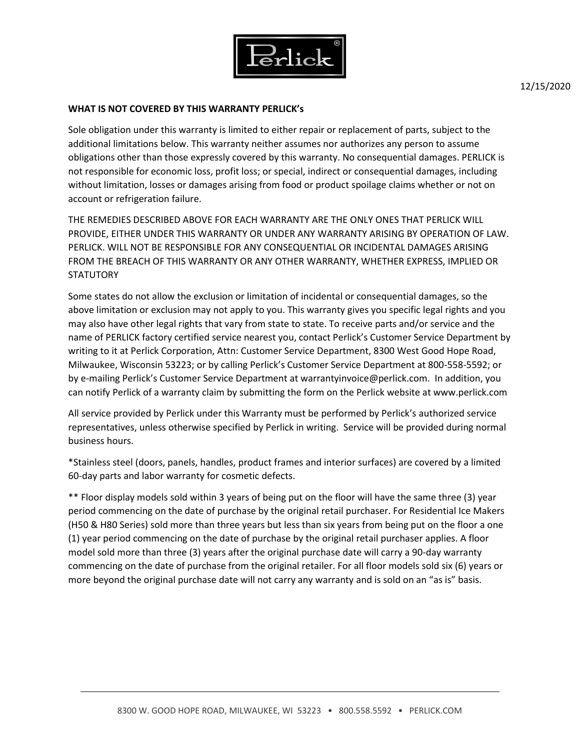12/15/2020

**WHAT IS NOT COVERED BY THIS WARRANTY PERLICK's**

Sole obligation under this warranty is limited to either repair or replacement of parts, subject to the additional limitations below. This warranty neither assumes nor authorizes any person to assume obligations other than those expressly covered by this warranty. No consequential damages. PERLICK is not responsible for economic loss, profit loss; or special, indirect or consequential damages, including without limitation, losses or damages arising from food or product spoilage claims whether or not on account or refrigeration failure.

THE REMEDIES DESCRIBED ABOVE FOR EACH WARRANTY ARE THE ONLY ONES THAT PERLICK WILL PROVIDE, EITHER UNDER THIS WARRANTY OR UNDER ANY WARRANTY ARISING BY OPERATION OF LAW. PERLICK. WILL NOT BE RESPONSIBLE FOR ANY CONSEQUENTIAL OR INCIDENTAL DAMAGES ARISING FROM THE BREACH OF THIS WARRANTY OR ANY OTHER WARRANTY, WHETHER EXPRESS, IMPLIED OR STATUTORY

Some states do not allow the exclusion or limitation of incidental or consequential damages, so the above limitation or exclusion may not apply to you. This warranty gives you specific legal rights and you may also have other legal rights that vary from state to state. To receive parts and/or service and the name of PERLICK factory certified service nearest you, contact Perlick's Customer Service Department by writing to it at Perlick Corporation, Attn: Customer Service Department, 8300 West Good Hope Road, Milwaukee, Wisconsin 53223; or by calling Perlick's Customer Service Department at 800-558-5592; or by e-mailing Perlick's Customer Service Department at warrantyinvoice@perlick.com. In addition, you can notify Perlick of a warranty claim by submitting the form on the Perlick website at www.perlick.com

All service provided by Perlick under this Warranty must be performed by Perlick's authorized service representatives, unless otherwise specified by Perlick in writing. Service will be provided during normal business hours.

*Stainless steel (doors, panels, handles, product frames and interior surfaces) are covered by a limited 60-day parts and labor warranty for cosmetic defects.

** Floor display models sold within 3 years of being put on the floor will have the same three (3) year period commencing on the date of purchase by the original retail purchaser. For Residential Ice Makers (H50 & H80 Series) sold more than three years but less than six years from being put on the floor a one (1) year period commencing on the date of purchase by the original retail purchaser applies. A floor model sold more than three (3) years after the original purchase date will carry a 90-day warranty commencing on the date of purchase from the original retailer. For all floor models sold six (6) years or more beyond the original purchase date will not carry any warranty and is sold on an "as is" basis.